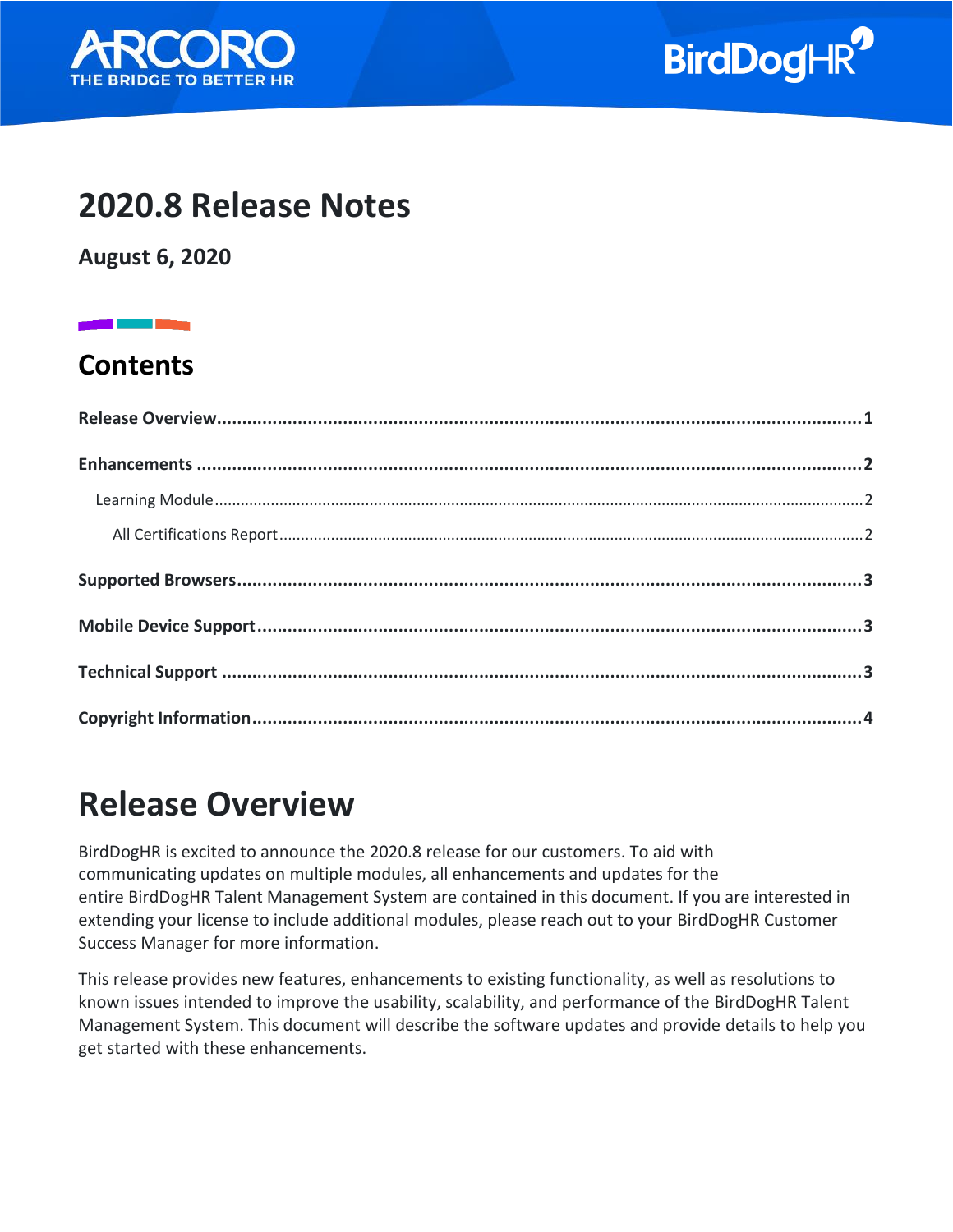ARCORO
THE BRIDGE TO BETTER HR

BirdDogHR

# 2020.8 Release Notes

**August 6, 2020**

## Contents

**Release Overview** ... 1

**Enhancements** ... 2

- Learning Module ... 2
  - All Certifications Report ... 2

**Supported Browsers** ... 3

**Mobile Device Support** ... 3

**Technical Support** ... 3

**Copyright Information** ... 4

# Release Overview

BirdDogHR is excited to announce the 2020.8 release for our customers. To aid with communicating updates on multiple modules, all enhancements and updates for the entire BirdDogHR Talent Management System are contained in this document. If you are interested in extending your license to include additional modules, please reach out to your BirdDogHR Customer Success Manager for more information.

This release provides new features, enhancements to existing functionality, as well as resolutions to known issues intended to improve the usability, scalability, and performance of the BirdDogHR Talent Management System. This document will describe the software updates and provide details to help you get started with these enhancements.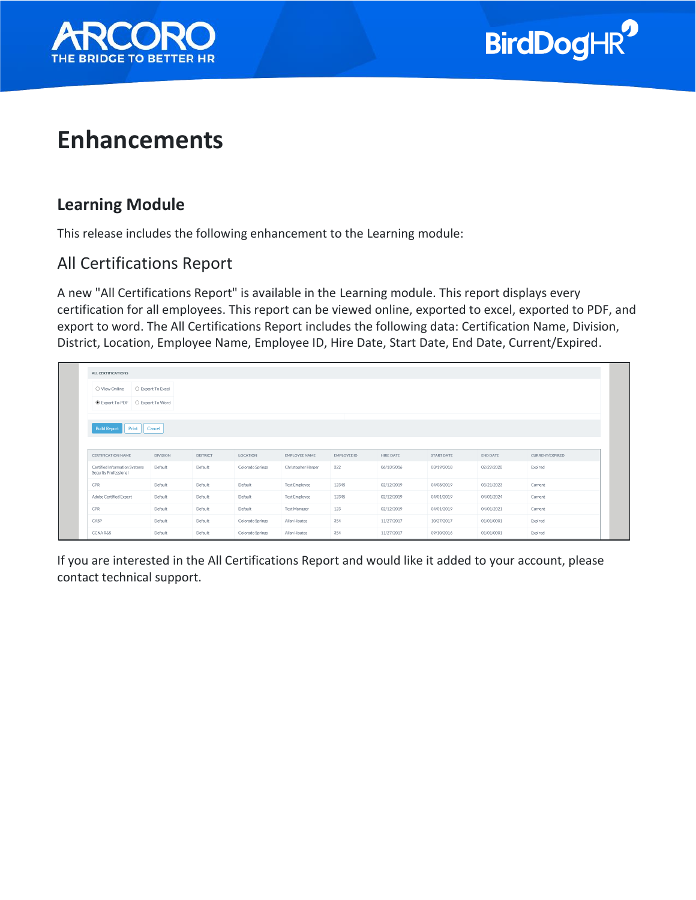# Enhancements

## Learning Module

This release includes the following enhancement to the Learning module:

### All Certifications Report

A new "All Certifications Report" is available in the Learning module. This report displays every certification for all employees. This report can be viewed online, exported to excel, exported to PDF, and export to word. The All Certifications Report includes the following data: Certification Name, Division, District, Location, Employee Name, Employee ID, Hire Date, Start Date, End Date, Current/Expired.

ALL CERTIFICATIONS

○ View Online ○ Export To Excel

◉ Export To PDF ○ Export To Word

Build Report | Print | Cancel

| CERTIFICATION NAME | DIVISION | DISTRICT | LOCATION | EMPLOYEE NAME | EMPLOYEE ID | HIRE DATE | START DATE | END DATE | CURRENT/EXPIRED |
|---|---|---|---|---|---|---|---|---|---|
| Certified Information Systems Security Professional | Default | Default | Colorado Springs | Christopher Harper | 322 | 06/13/2016 | 03/19/2018 | 02/29/2020 | Expired |
| CPR | Default | Default | Default | Test Employee | 12345 | 02/12/2019 | 04/08/2019 | 03/21/2023 | Current |
| Adobe Certified Expert | Default | Default | Default | Test Employee | 12345 | 02/12/2019 | 04/01/2019 | 04/01/2024 | Current |
| CPR | Default | Default | Default | Test Manager | 123 | 02/12/2019 | 04/01/2019 | 04/01/2021 | Current |
| CASP | Default | Default | Colorado Springs | Allan Hautea | 354 | 11/27/2017 | 10/27/2017 | 01/01/0001 | Expired |
| CCNA R&S | Default | Default | Colorado Springs | Allan Hautea | 354 | 11/27/2017 | 09/10/2016 | 01/01/0001 | Expired |

If you are interested in the All Certifications Report and would like it added to your account, please contact technical support.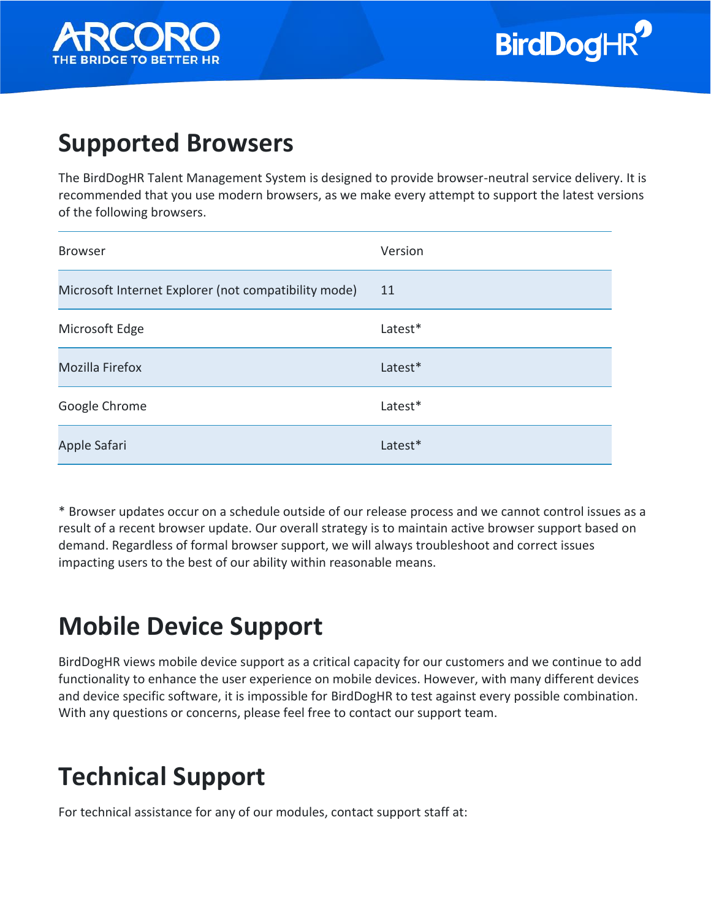# Supported Browsers

The BirdDogHR Talent Management System is designed to provide browser-neutral service delivery. It is recommended that you use modern browsers, as we make every attempt to support the latest versions of the following browsers.

| Browser | Version |
| --- | --- |
| Microsoft Internet Explorer (not compatibility mode) | 11 |
| Microsoft Edge | Latest* |
| Mozilla Firefox | Latest* |
| Google Chrome | Latest* |
| Apple Safari | Latest* |

* Browser updates occur on a schedule outside of our release process and we cannot control issues as a result of a recent browser update. Our overall strategy is to maintain active browser support based on demand. Regardless of formal browser support, we will always troubleshoot and correct issues impacting users to the best of our ability within reasonable means.

# Mobile Device Support

BirdDogHR views mobile device support as a critical capacity for our customers and we continue to add functionality to enhance the user experience on mobile devices. However, with many different devices and device specific software, it is impossible for BirdDogHR to test against every possible combination. With any questions or concerns, please feel free to contact our support team.

# Technical Support

For technical assistance for any of our modules, contact support staff at: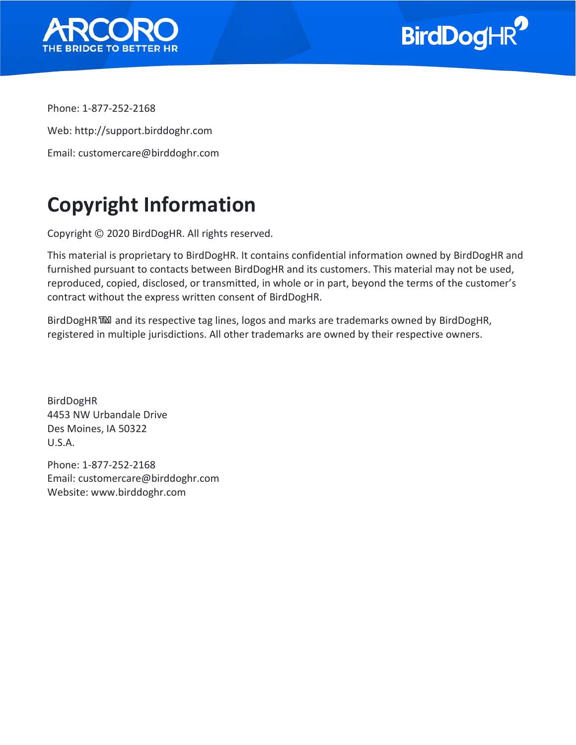Phone: 1-877-252-2168

Web: http://support.birddoghr.com

Email: customercare@birddoghr.com

# Copyright Information

Copyright © 2020 BirdDogHR. All rights reserved.

This material is proprietary to BirdDogHR. It contains confidential information owned by BirdDogHR and furnished pursuant to contacts between BirdDogHR and its customers. This material may not be used, reproduced, copied, disclosed, or transmitted, in whole or in part, beyond the terms of the customer's contract without the express written consent of BirdDogHR.

BirdDogHR™ and its respective tag lines, logos and marks are trademarks owned by BirdDogHR, registered in multiple jurisdictions. All other trademarks are owned by their respective owners.

BirdDogHR
4453 NW Urbandale Drive
Des Moines, IA 50322
U.S.A.

Phone: 1-877-252-2168
Email: customercare@birddoghr.com
Website: www.birddoghr.com